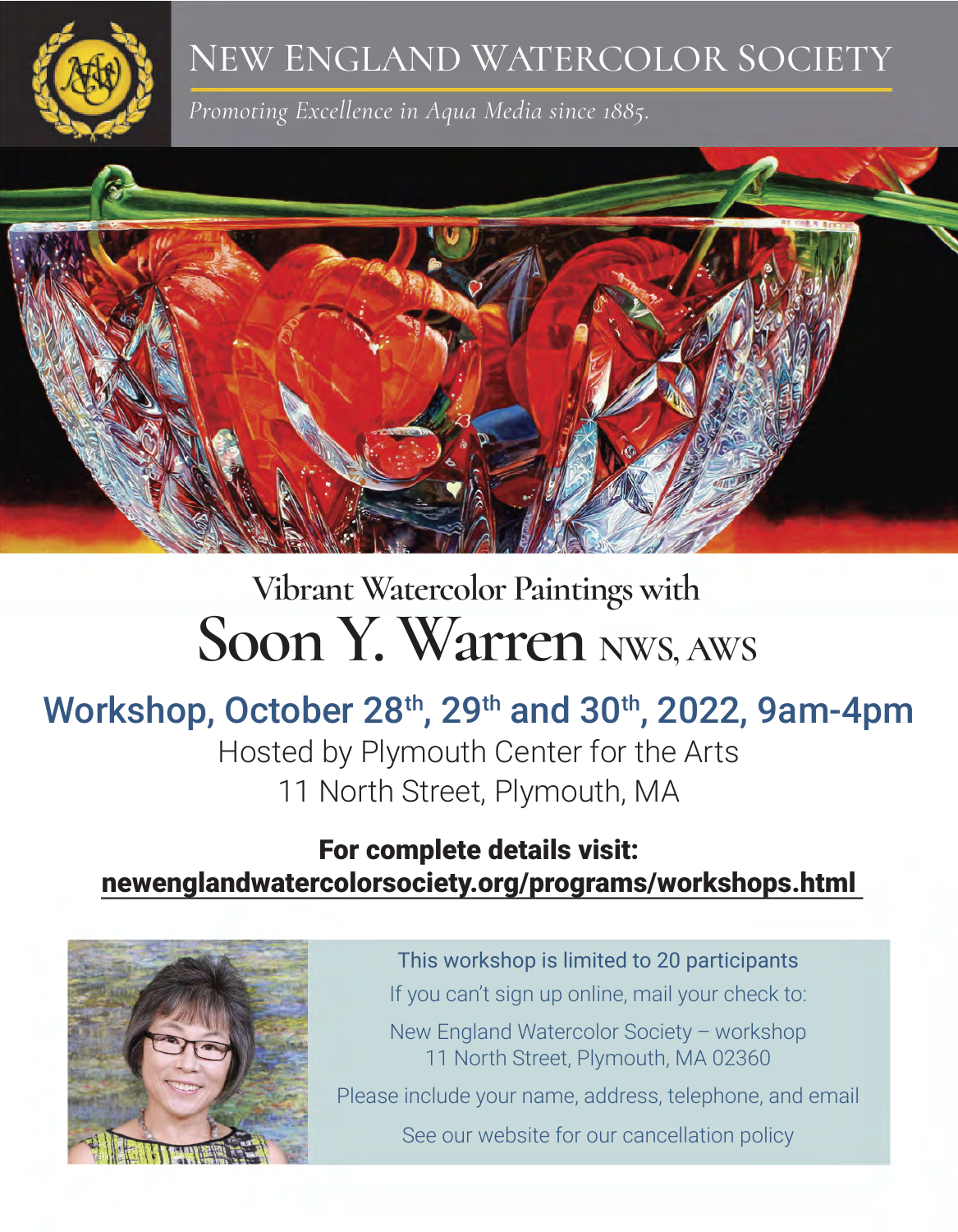# New England Watercolor Society

*Promoting Excellence in Aqua Media since 1885.*

## Vibrant Watercolor Paintings with

# Soon Y. Warren NWS, AWS

## Workshop, October 28th, 29th and 30th, 2022, 9am-4pm

Hosted by Plymouth Center for the Arts
11 North Street, Plymouth, MA

**For complete details visit:**
**newenglandwatercolorsociety.org/programs/workshops.html**

This workshop is limited to 20 participants

If you can't sign up online, mail your check to:

New England Watercolor Society – workshop
11 North Street, Plymouth, MA 02360

Please include your name, address, telephone, and email

See our website for our cancellation policy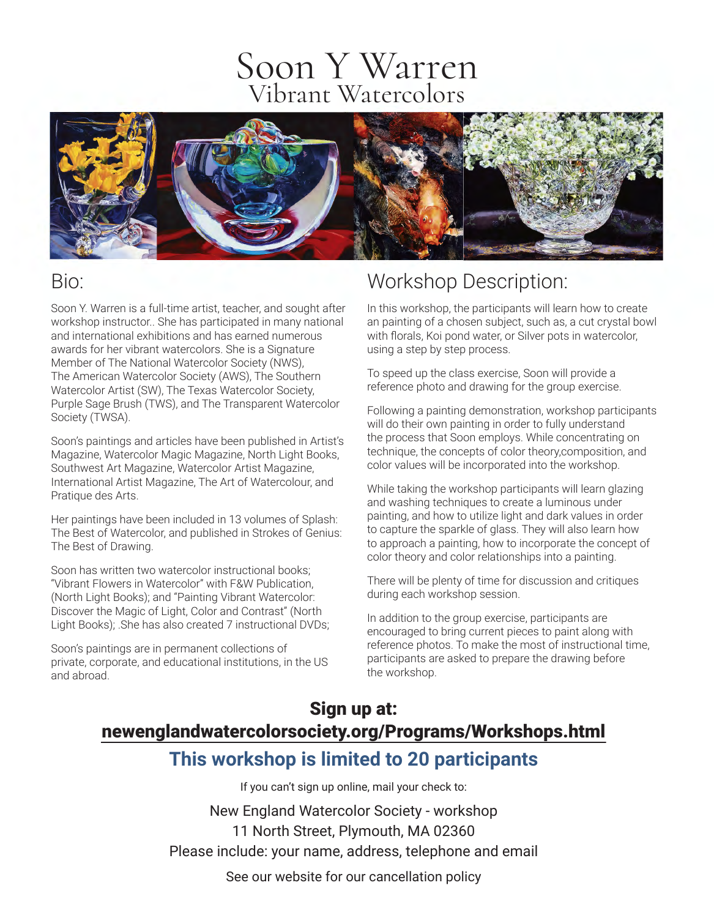# Soon Y Warren

## Vibrant Watercolors

## Bio:

Soon Y. Warren is a full-time artist, teacher, and sought after workshop instructor.. She has participated in many national and international exhibitions and has earned numerous awards for her vibrant watercolors. She is a Signature Member of The National Watercolor Society (NWS), The American Watercolor Society (AWS), The Southern Watercolor Artist (SW), The Texas Watercolor Society, Purple Sage Brush (TWS), and The Transparent Watercolor Society (TWSA).

Soon's paintings and articles have been published in Artist's Magazine, Watercolor Magic Magazine, North Light Books, Southwest Art Magazine, Watercolor Artist Magazine, International Artist Magazine, The Art of Watercolour, and Pratique des Arts.

Her paintings have been included in 13 volumes of Splash: The Best of Watercolor, and published in Strokes of Genius: The Best of Drawing.

Soon has written two watercolor instructional books; "Vibrant Flowers in Watercolor" with F&W Publication, (North Light Books); and "Painting Vibrant Watercolor: Discover the Magic of Light, Color and Contrast" (North Light Books); .She has also created 7 instructional DVDs;

Soon's paintings are in permanent collections of private, corporate, and educational institutions, in the US and abroad.

## Workshop Description:

In this workshop, the participants will learn how to create an painting of a chosen subject, such as, a cut crystal bowl with florals, Koi pond water, or Silver pots in watercolor, using a step by step process.

To speed up the class exercise, Soon will provide a reference photo and drawing for the group exercise.

Following a painting demonstration, workshop participants will do their own painting in order to fully understand the process that Soon employs. While concentrating on technique, the concepts of color theory,composition, and color values will be incorporated into the workshop.

While taking the workshop participants will learn glazing and washing techniques to create a luminous under painting, and how to utilize light and dark values in order to capture the sparkle of glass. They will also learn how to approach a painting, how to incorporate the concept of color theory and color relationships into a painting.

There will be plenty of time for discussion and critiques during each workshop session.

In addition to the group exercise, participants are encouraged to bring current pieces to paint along with reference photos. To make the most of instructional time, participants are asked to prepare the drawing before the workshop.

**Sign up at:**
**newenglandwatercolorsociety.org/Programs/Workshops.html**

**This workshop is limited to 20 participants**

If you can't sign up online, mail your check to:

New England Watercolor Society - workshop
11 North Street, Plymouth, MA 02360
Please include: your name, address, telephone and email

See our website for our cancellation policy